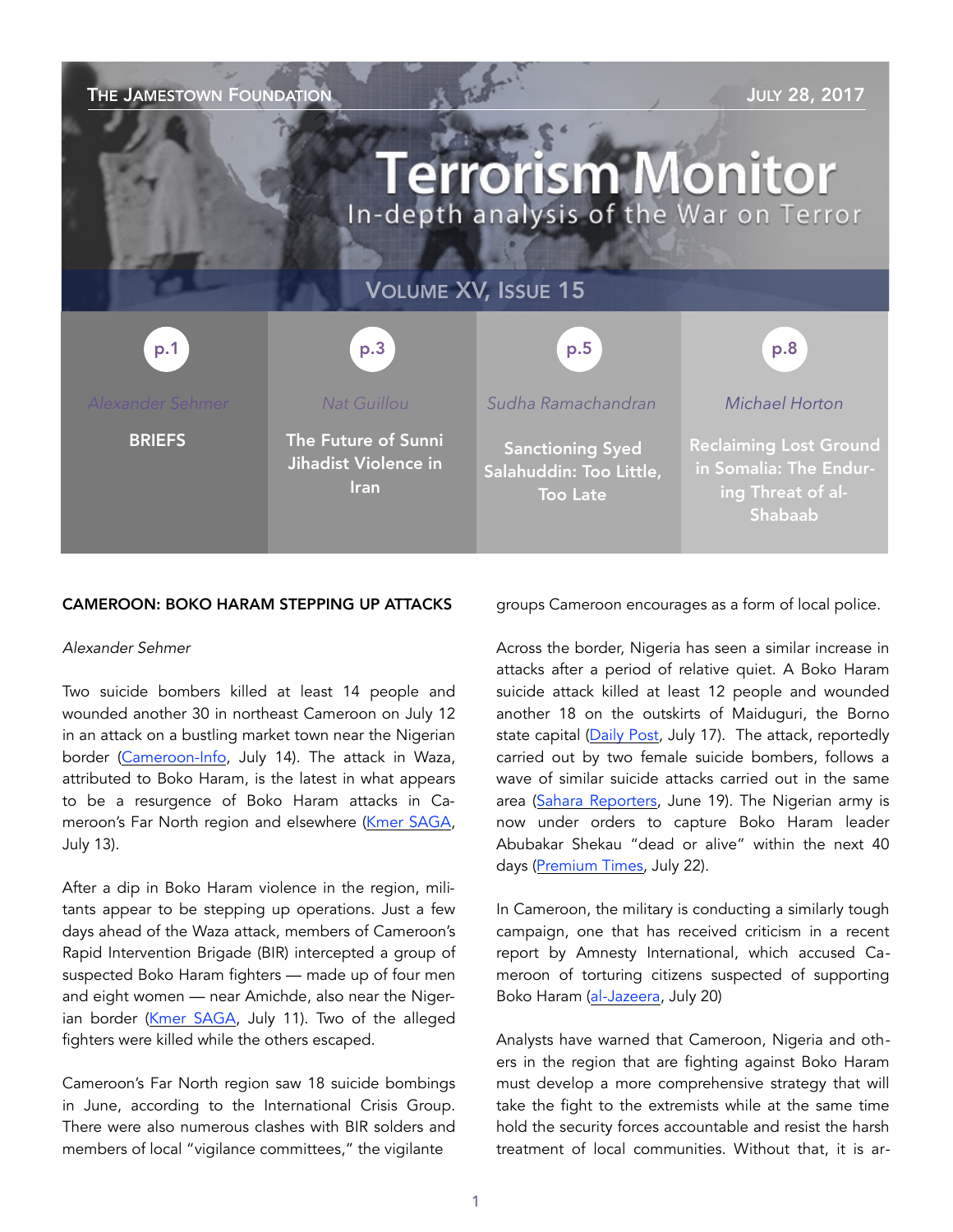THE JAMESTOWN FOUNDATION — JULY 28, 2017

# Terrorism Monitor

In-depth analysis of the War on Terror

VOLUME XV, ISSUE 15

| p.1 | p.3 | p.5 | p.8 |
|---|---|---|---|
| *Alexander Sehmer* | *Nat Guillou* | *Sudha Ramachandran* | *Michael Horton* |
| BRIEFS | The Future of Sunni Jihadist Violence in Iran | Sanctioning Syed Salahuddin: Too Little, Too Late | Reclaiming Lost Ground in Somalia: The Enduring Threat of al-Shabaab |

## CAMEROON: BOKO HARAM STEPPING UP ATTACKS

*Alexander Sehmer*

Two suicide bombers killed at least 14 people and wounded another 30 in northeast Cameroon on July 12 in an attack on a bustling market town near the Nigerian border (Cameroon-Info, July 14). The attack in Waza, attributed to Boko Haram, is the latest in what appears to be a resurgence of Boko Haram attacks in Cameroon's Far North region and elsewhere (Kmer SAGA, July 13).

After a dip in Boko Haram violence in the region, militants appear to be stepping up operations. Just a few days ahead of the Waza attack, members of Cameroon's Rapid Intervention Brigade (BIR) intercepted a group of suspected Boko Haram fighters — made up of four men and eight women — near Amichde, also near the Nigerian border (Kmer SAGA, July 11). Two of the alleged fighters were killed while the others escaped.

Cameroon's Far North region saw 18 suicide bombings in June, according to the International Crisis Group. There were also numerous clashes with BIR soldiers and members of local "vigilance committees," the vigilante groups Cameroon encourages as a form of local police.

Across the border, Nigeria has seen a similar increase in attacks after a period of relative quiet. A Boko Haram suicide attack killed at least 12 people and wounded another 18 on the outskirts of Maiduguri, the Borno state capital (Daily Post, July 17). The attack, reportedly carried out by two female suicide bombers, follows a wave of similar suicide attacks carried out in the same area (Sahara Reporters, June 19). The Nigerian army is now under orders to capture Boko Haram leader Abubakar Shekau "dead or alive" within the next 40 days (Premium Times, July 22).

In Cameroon, the military is conducting a similarly tough campaign, one that has received criticism in a recent report by Amnesty International, which accused Cameroon of torturing citizens suspected of supporting Boko Haram (al-Jazeera, July 20)

Analysts have warned that Cameroon, Nigeria and others in the region that are fighting against Boko Haram must develop a more comprehensive strategy that will take the fight to the extremists while at the same time hold the security forces accountable and resist the harsh treatment of local communities. Without that, it is ar-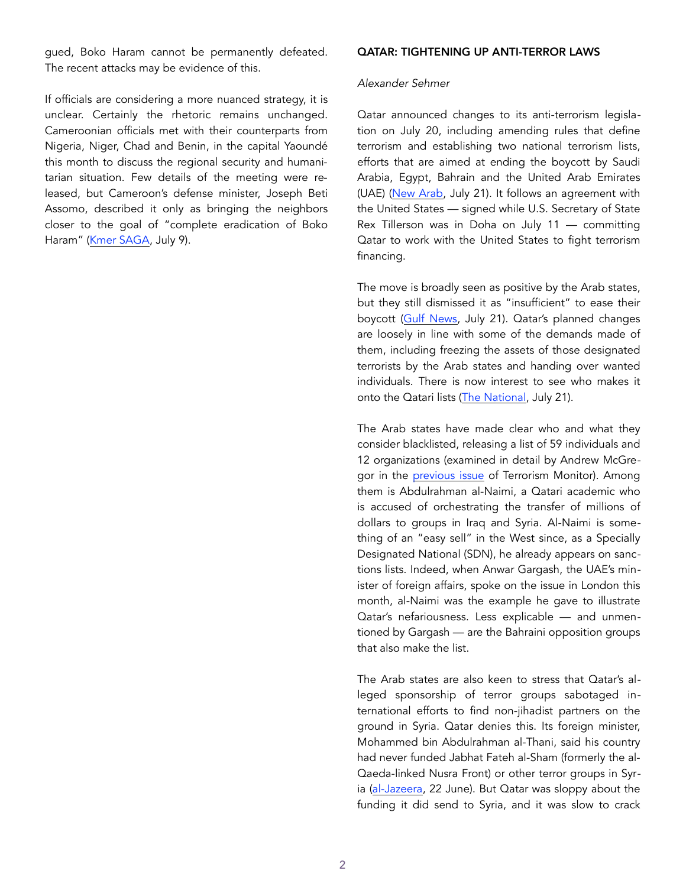gued, Boko Haram cannot be permanently defeated. The recent attacks may be evidence of this.

If officials are considering a more nuanced strategy, it is unclear. Certainly the rhetoric remains unchanged. Cameroonian officials met with their counterparts from Nigeria, Niger, Chad and Benin, in the capital Yaoundé this month to discuss the regional security and humanitarian situation. Few details of the meeting were released, but Cameroon's defense minister, Joseph Beti Assomo, described it only as bringing the neighbors closer to the goal of "complete eradication of Boko Haram" (Kmer SAGA, July 9).

## QATAR: TIGHTENING UP ANTI-TERROR LAWS

*Alexander Sehmer*

Qatar announced changes to its anti-terrorism legislation on July 20, including amending rules that define terrorism and establishing two national terrorism lists, efforts that are aimed at ending the boycott by Saudi Arabia, Egypt, Bahrain and the United Arab Emirates (UAE) (New Arab, July 21). It follows an agreement with the United States — signed while U.S. Secretary of State Rex Tillerson was in Doha on July 11 — committing Qatar to work with the United States to fight terrorism financing.

The move is broadly seen as positive by the Arab states, but they still dismissed it as "insufficient" to ease their boycott (Gulf News, July 21). Qatar's planned changes are loosely in line with some of the demands made of them, including freezing the assets of those designated terrorists by the Arab states and handing over wanted individuals. There is now interest to see who makes it onto the Qatari lists (The National, July 21).

The Arab states have made clear who and what they consider blacklisted, releasing a list of 59 individuals and 12 organizations (examined in detail by Andrew McGregor in the previous issue of Terrorism Monitor). Among them is Abdulrahman al-Naimi, a Qatari academic who is accused of orchestrating the transfer of millions of dollars to groups in Iraq and Syria. Al-Naimi is something of an "easy sell" in the West since, as a Specially Designated National (SDN), he already appears on sanctions lists. Indeed, when Anwar Gargash, the UAE's minister of foreign affairs, spoke on the issue in London this month, al-Naimi was the example he gave to illustrate Qatar's nefariousness. Less explicable — and unmentioned by Gargash — are the Bahraini opposition groups that also make the list.

The Arab states are also keen to stress that Qatar's alleged sponsorship of terror groups sabotaged international efforts to find non-jihadist partners on the ground in Syria. Qatar denies this. Its foreign minister, Mohammed bin Abdulrahman al-Thani, said his country had never funded Jabhat Fateh al-Sham (formerly the al-Qaeda-linked Nusra Front) or other terror groups in Syria (al-Jazeera, 22 June). But Qatar was sloppy about the funding it did send to Syria, and it was slow to crack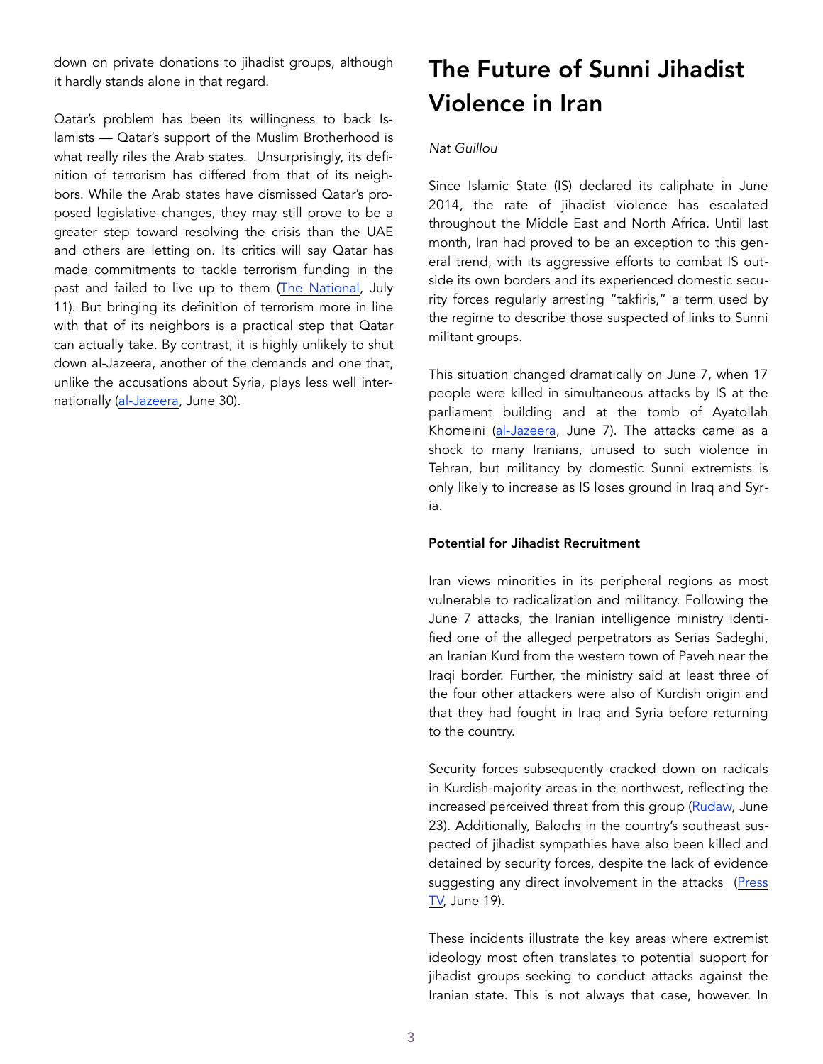down on private donations to jihadist groups, although it hardly stands alone in that regard.

Qatar's problem has been its willingness to back Islamists — Qatar's support of the Muslim Brotherhood is what really riles the Arab states. Unsurprisingly, its definition of terrorism has differed from that of its neighbors. While the Arab states have dismissed Qatar's proposed legislative changes, they may still prove to be a greater step toward resolving the crisis than the UAE and others are letting on. Its critics will say Qatar has made commitments to tackle terrorism funding in the past and failed to live up to them (The National, July 11). But bringing its definition of terrorism more in line with that of its neighbors is a practical step that Qatar can actually take. By contrast, it is highly unlikely to shut down al-Jazeera, another of the demands and one that, unlike the accusations about Syria, plays less well internationally (al-Jazeera, June 30).

# The Future of Sunni Jihadist Violence in Iran

*Nat Guillou*

Since Islamic State (IS) declared its caliphate in June 2014, the rate of jihadist violence has escalated throughout the Middle East and North Africa. Until last month, Iran had proved to be an exception to this general trend, with its aggressive efforts to combat IS outside its own borders and its experienced domestic security forces regularly arresting "takfiris," a term used by the regime to describe those suspected of links to Sunni militant groups.

This situation changed dramatically on June 7, when 17 people were killed in simultaneous attacks by IS at the parliament building and at the tomb of Ayatollah Khomeini (al-Jazeera, June 7). The attacks came as a shock to many Iranians, unused to such violence in Tehran, but militancy by domestic Sunni extremists is only likely to increase as IS loses ground in Iraq and Syria.

**Potential for Jihadist Recruitment**

Iran views minorities in its peripheral regions as most vulnerable to radicalization and militancy. Following the June 7 attacks, the Iranian intelligence ministry identified one of the alleged perpetrators as Serias Sadeghi, an Iranian Kurd from the western town of Paveh near the Iraqi border. Further, the ministry said at least three of the four other attackers were also of Kurdish origin and that they had fought in Iraq and Syria before returning to the country.

Security forces subsequently cracked down on radicals in Kurdish-majority areas in the northwest, reflecting the increased perceived threat from this group (Rudaw, June 23). Additionally, Balochs in the country's southeast suspected of jihadist sympathies have also been killed and detained by security forces, despite the lack of evidence suggesting any direct involvement in the attacks (Press TV, June 19).

These incidents illustrate the key areas where extremist ideology most often translates to potential support for jihadist groups seeking to conduct attacks against the Iranian state. This is not always that case, however. In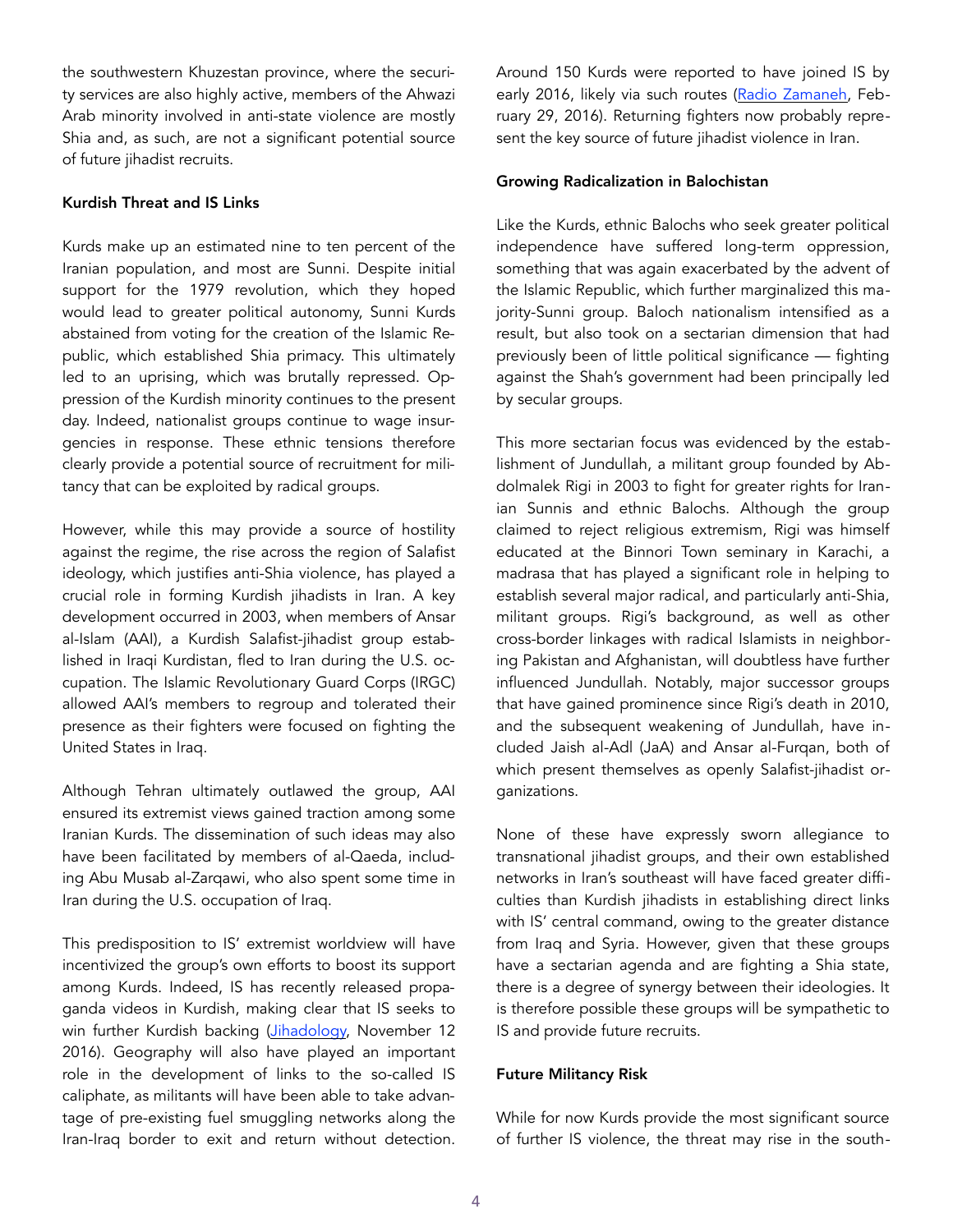the southwestern Khuzestan province, where the security services are also highly active, members of the Ahwazi Arab minority involved in anti-state violence are mostly Shia and, as such, are not a significant potential source of future jihadist recruits.

**Kurdish Threat and IS Links**

Kurds make up an estimated nine to ten percent of the Iranian population, and most are Sunni. Despite initial support for the 1979 revolution, which they hoped would lead to greater political autonomy, Sunni Kurds abstained from voting for the creation of the Islamic Republic, which established Shia primacy. This ultimately led to an uprising, which was brutally repressed. Oppression of the Kurdish minority continues to the present day. Indeed, nationalist groups continue to wage insurgencies in response. These ethnic tensions therefore clearly provide a potential source of recruitment for militancy that can be exploited by radical groups.

However, while this may provide a source of hostility against the regime, the rise across the region of Salafist ideology, which justifies anti-Shia violence, has played a crucial role in forming Kurdish jihadists in Iran. A key development occurred in 2003, when members of Ansar al-Islam (AAI), a Kurdish Salafist-jihadist group established in Iraqi Kurdistan, fled to Iran during the U.S. occupation. The Islamic Revolutionary Guard Corps (IRGC) allowed AAI's members to regroup and tolerated their presence as their fighters were focused on fighting the United States in Iraq.

Although Tehran ultimately outlawed the group, AAI ensured its extremist views gained traction among some Iranian Kurds. The dissemination of such ideas may also have been facilitated by members of al-Qaeda, including Abu Musab al-Zarqawi, who also spent some time in Iran during the U.S. occupation of Iraq.

This predisposition to IS' extremist worldview will have incentivized the group's own efforts to boost its support among Kurds. Indeed, IS has recently released propaganda videos in Kurdish, making clear that IS seeks to win further Kurdish backing (Jihadology, November 12 2016). Geography will also have played an important role in the development of links to the so-called IS caliphate, as militants will have been able to take advantage of pre-existing fuel smuggling networks along the Iran-Iraq border to exit and return without detection. Around 150 Kurds were reported to have joined IS by early 2016, likely via such routes (Radio Zamaneh, February 29, 2016). Returning fighters now probably represent the key source of future jihadist violence in Iran.

**Growing Radicalization in Balochistan**

Like the Kurds, ethnic Balochs who seek greater political independence have suffered long-term oppression, something that was again exacerbated by the advent of the Islamic Republic, which further marginalized this majority-Sunni group. Baloch nationalism intensified as a result, but also took on a sectarian dimension that had previously been of little political significance — fighting against the Shah's government had been principally led by secular groups.

This more sectarian focus was evidenced by the establishment of Jundullah, a militant group founded by Abdolmalek Rigi in 2003 to fight for greater rights for Iranian Sunnis and ethnic Balochs. Although the group claimed to reject religious extremism, Rigi was himself educated at the Binnori Town seminary in Karachi, a madrasa that has played a significant role in helping to establish several major radical, and particularly anti-Shia, militant groups. Rigi's background, as well as other cross-border linkages with radical Islamists in neighboring Pakistan and Afghanistan, will doubtless have further influenced Jundullah. Notably, major successor groups that have gained prominence since Rigi's death in 2010, and the subsequent weakening of Jundullah, have included Jaish al-Adl (JaA) and Ansar al-Furqan, both of which present themselves as openly Salafist-jihadist organizations.

None of these have expressly sworn allegiance to transnational jihadist groups, and their own established networks in Iran's southeast will have faced greater difficulties than Kurdish jihadists in establishing direct links with IS' central command, owing to the greater distance from Iraq and Syria. However, given that these groups have a sectarian agenda and are fighting a Shia state, there is a degree of synergy between their ideologies. It is therefore possible these groups will be sympathetic to IS and provide future recruits.

**Future Militancy Risk**

While for now Kurds provide the most significant source of further IS violence, the threat may rise in the south-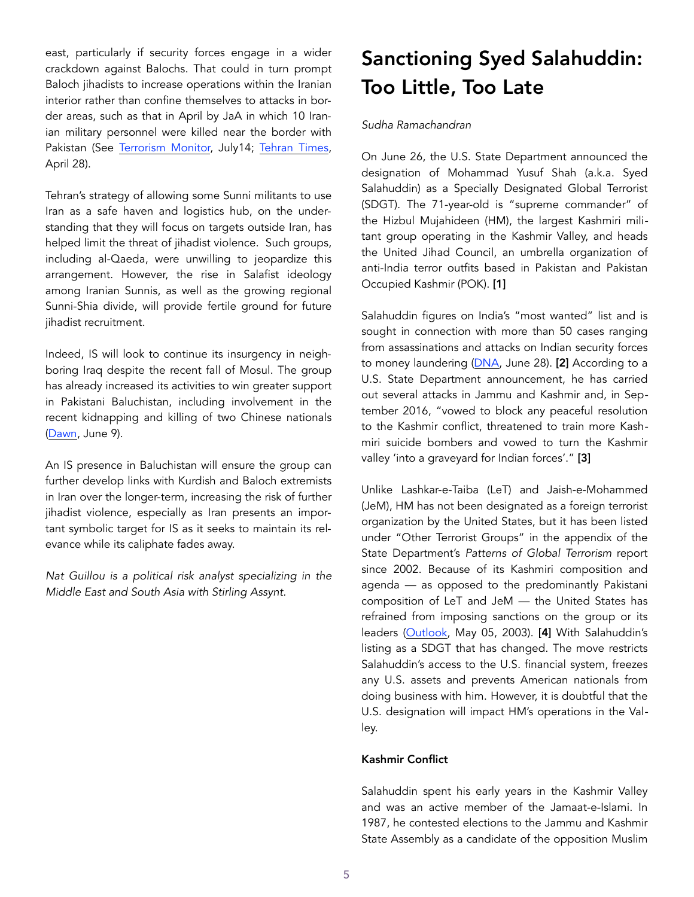east, particularly if security forces engage in a wider crackdown against Balochs. That could in turn prompt Baloch jihadists to increase operations within the Iranian interior rather than confine themselves to attacks in border areas, such as that in April by JaA in which 10 Iranian military personnel were killed near the border with Pakistan (See Terrorism Monitor, July14; Tehran Times, April 28).

Tehran's strategy of allowing some Sunni militants to use Iran as a safe haven and logistics hub, on the understanding that they will focus on targets outside Iran, has helped limit the threat of jihadist violence. Such groups, including al-Qaeda, were unwilling to jeopardize this arrangement. However, the rise in Salafist ideology among Iranian Sunnis, as well as the growing regional Sunni-Shia divide, will provide fertile ground for future jihadist recruitment.

Indeed, IS will look to continue its insurgency in neighboring Iraq despite the recent fall of Mosul. The group has already increased its activities to win greater support in Pakistani Baluchistan, including involvement in the recent kidnapping and killing of two Chinese nationals (Dawn, June 9).

An IS presence in Baluchistan will ensure the group can further develop links with Kurdish and Baloch extremists in Iran over the longer-term, increasing the risk of further jihadist violence, especially as Iran presents an important symbolic target for IS as it seeks to maintain its relevance while its caliphate fades away.

*Nat Guillou is a political risk analyst specializing in the Middle East and South Asia with Stirling Assynt.*

# Sanctioning Syed Salahuddin: Too Little, Too Late

*Sudha Ramachandran*

On June 26, the U.S. State Department announced the designation of Mohammad Yusuf Shah (a.k.a. Syed Salahuddin) as a Specially Designated Global Terrorist (SDGT). The 71-year-old is "supreme commander" of the Hizbul Mujahideen (HM), the largest Kashmiri militant group operating in the Kashmir Valley, and heads the United Jihad Council, an umbrella organization of anti-India terror outfits based in Pakistan and Pakistan Occupied Kashmir (POK). **[1]**

Salahuddin figures on India's "most wanted" list and is sought in connection with more than 50 cases ranging from assassinations and attacks on Indian security forces to money laundering (DNA, June 28). **[2]** According to a U.S. State Department announcement, he has carried out several attacks in Jammu and Kashmir and, in September 2016, "vowed to block any peaceful resolution to the Kashmir conflict, threatened to train more Kashmiri suicide bombers and vowed to turn the Kashmir valley 'into a graveyard for Indian forces'." **[3]**

Unlike Lashkar-e-Taiba (LeT) and Jaish-e-Mohammed (JeM), HM has not been designated as a foreign terrorist organization by the United States, but it has been listed under "Other Terrorist Groups" in the appendix of the State Department's *Patterns of Global Terrorism* report since 2002. Because of its Kashmiri composition and agenda — as opposed to the predominantly Pakistani composition of LeT and JeM — the United States has refrained from imposing sanctions on the group or its leaders (Outlook, May 05, 2003). **[4]** With Salahuddin's listing as a SDGT that has changed. The move restricts Salahuddin's access to the U.S. financial system, freezes any U.S. assets and prevents American nationals from doing business with him. However, it is doubtful that the U.S. designation will impact HM's operations in the Valley.

### Kashmir Conflict

Salahuddin spent his early years in the Kashmir Valley and was an active member of the Jamaat-e-Islami. In 1987, he contested elections to the Jammu and Kashmir State Assembly as a candidate of the opposition Muslim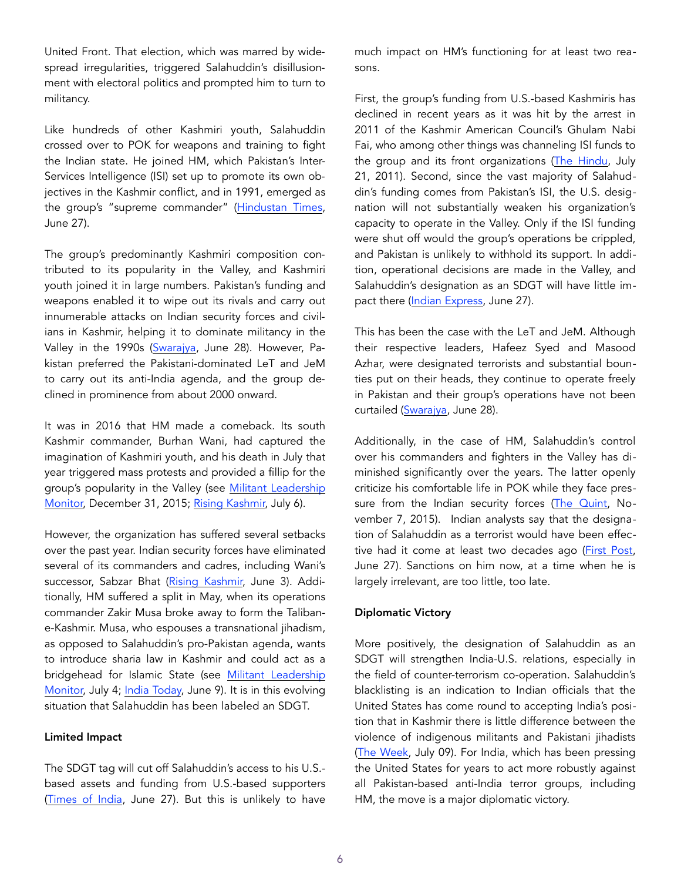United Front. That election, which was marred by widespread irregularities, triggered Salahuddin's disillusionment with electoral politics and prompted him to turn to militancy.

Like hundreds of other Kashmiri youth, Salahuddin crossed over to POK for weapons and training to fight the Indian state. He joined HM, which Pakistan's Inter-Services Intelligence (ISI) set up to promote its own objectives in the Kashmir conflict, and in 1991, emerged as the group's "supreme commander" (Hindustan Times, June 27).

The group's predominantly Kashmiri composition contributed to its popularity in the Valley, and Kashmiri youth joined it in large numbers. Pakistan's funding and weapons enabled it to wipe out its rivals and carry out innumerable attacks on Indian security forces and civilians in Kashmir, helping it to dominate militancy in the Valley in the 1990s (Swarajya, June 28). However, Pakistan preferred the Pakistani-dominated LeT and JeM to carry out its anti-India agenda, and the group declined in prominence from about 2000 onward.

It was in 2016 that HM made a comeback. Its south Kashmir commander, Burhan Wani, had captured the imagination of Kashmiri youth, and his death in July that year triggered mass protests and provided a fillip for the group's popularity in the Valley (see Militant Leadership Monitor, December 31, 2015; Rising Kashmir, July 6).

However, the organization has suffered several setbacks over the past year. Indian security forces have eliminated several of its commanders and cadres, including Wani's successor, Sabzar Bhat (Rising Kashmir, June 3). Additionally, HM suffered a split in May, when its operations commander Zakir Musa broke away to form the Taliban-e-Kashmir. Musa, who espouses a transnational jihadism, as opposed to Salahuddin's pro-Pakistan agenda, wants to introduce sharia law in Kashmir and could act as a bridgehead for Islamic State (see Militant Leadership Monitor, July 4; India Today, June 9). It is in this evolving situation that Salahuddin has been labeled an SDGT.

**Limited Impact**

The SDGT tag will cut off Salahuddin's access to his U.S.-based assets and funding from U.S.-based supporters (Times of India, June 27). But this is unlikely to have much impact on HM's functioning for at least two reasons.

First, the group's funding from U.S.-based Kashmiris has declined in recent years as it was hit by the arrest in 2011 of the Kashmir American Council's Ghulam Nabi Fai, who among other things was channeling ISI funds to the group and its front organizations (The Hindu, July 21, 2011). Second, since the vast majority of Salahuddin's funding comes from Pakistan's ISI, the U.S. designation will not substantially weaken his organization's capacity to operate in the Valley. Only if the ISI funding were shut off would the group's operations be crippled, and Pakistan is unlikely to withhold its support. In addition, operational decisions are made in the Valley, and Salahuddin's designation as an SDGT will have little impact there (Indian Express, June 27).

This has been the case with the LeT and JeM. Although their respective leaders, Hafeez Syed and Masood Azhar, were designated terrorists and substantial bounties put on their heads, they continue to operate freely in Pakistan and their group's operations have not been curtailed (Swarajya, June 28).

Additionally, in the case of HM, Salahuddin's control over his commanders and fighters in the Valley has diminished significantly over the years. The latter openly criticize his comfortable life in POK while they face pressure from the Indian security forces (The Quint, November 7, 2015). Indian analysts say that the designation of Salahuddin as a terrorist would have been effective had it come at least two decades ago (First Post, June 27). Sanctions on him now, at a time when he is largely irrelevant, are too little, too late.

**Diplomatic Victory**

More positively, the designation of Salahuddin as an SDGT will strengthen India-U.S. relations, especially in the field of counter-terrorism co-operation. Salahuddin's blacklisting is an indication to Indian officials that the United States has come round to accepting India's position that in Kashmir there is little difference between the violence of indigenous militants and Pakistani jihadists (The Week, July 09). For India, which has been pressing the United States for years to act more robustly against all Pakistan-based anti-India terror groups, including HM, the move is a major diplomatic victory.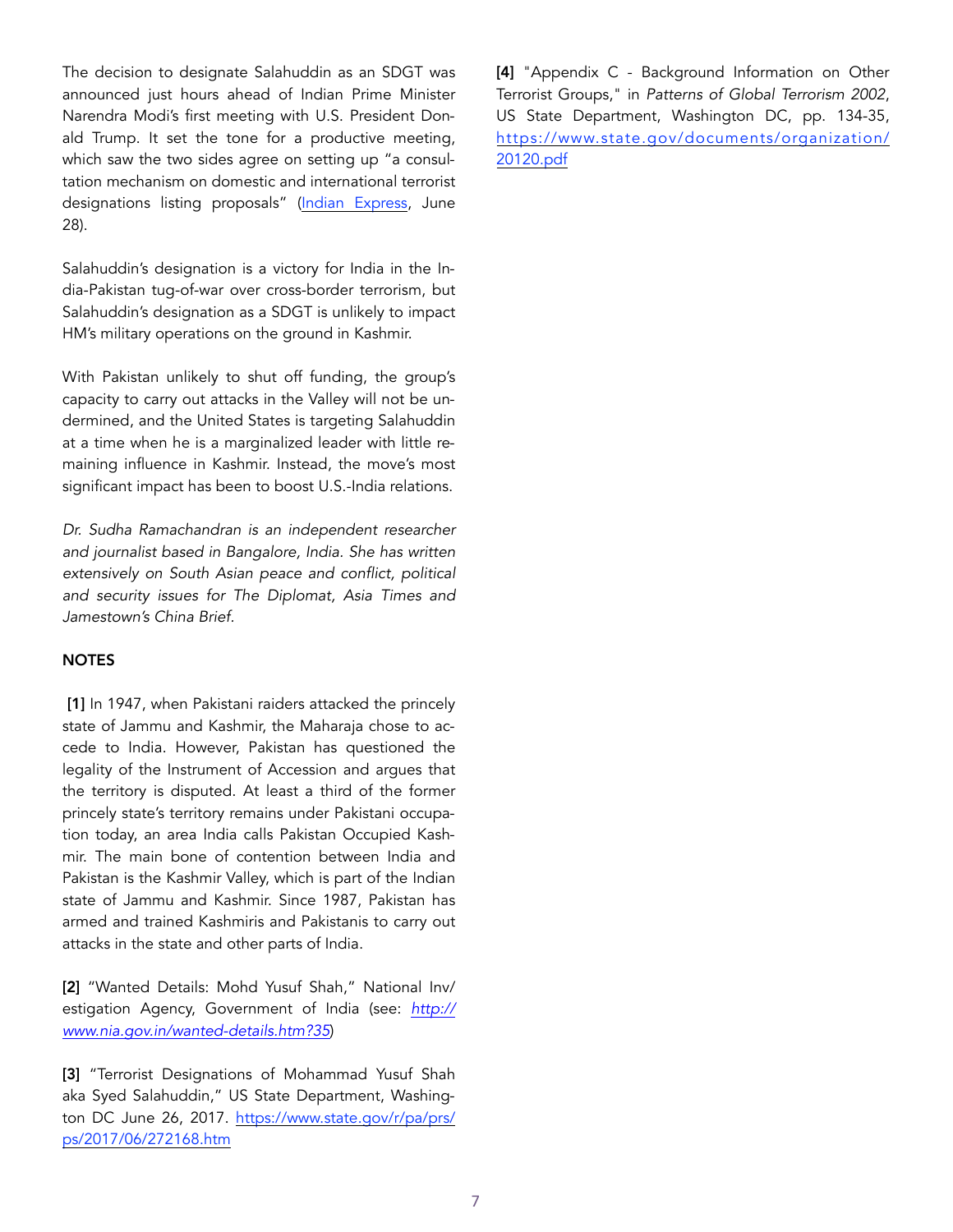The decision to designate Salahuddin as an SDGT was announced just hours ahead of Indian Prime Minister Narendra Modi's first meeting with U.S. President Donald Trump. It set the tone for a productive meeting, which saw the two sides agree on setting up "a consultation mechanism on domestic and international terrorist designations listing proposals" (Indian Express, June 28).

Salahuddin's designation is a victory for India in the India-Pakistan tug-of-war over cross-border terrorism, but Salahuddin's designation as a SDGT is unlikely to impact HM's military operations on the ground in Kashmir.

With Pakistan unlikely to shut off funding, the group's capacity to carry out attacks in the Valley will not be undermined, and the United States is targeting Salahuddin at a time when he is a marginalized leader with little remaining influence in Kashmir. Instead, the move's most significant impact has been to boost U.S.-India relations.

*Dr. Sudha Ramachandran is an independent researcher and journalist based in Bangalore, India. She has written extensively on South Asian peace and conflict, political and security issues for The Diplomat, Asia Times and Jamestown's China Brief.*

**NOTES**

**[1]** In 1947, when Pakistani raiders attacked the princely state of Jammu and Kashmir, the Maharaja chose to accede to India. However, Pakistan has questioned the legality of the Instrument of Accession and argues that the territory is disputed. At least a third of the former princely state's territory remains under Pakistani occupation today, an area India calls Pakistan Occupied Kashmir. The main bone of contention between India and Pakistan is the Kashmir Valley, which is part of the Indian state of Jammu and Kashmir. Since 1987, Pakistan has armed and trained Kashmiris and Pakistanis to carry out attacks in the state and other parts of India.

**[2]** "Wanted Details: Mohd Yusuf Shah," National Inv/estigation Agency, Government of India (see: *http://www.nia.gov.in/wanted-details.htm?35*)

**[3]** "Terrorist Designations of Mohammad Yusuf Shah aka Syed Salahuddin," US State Department, Washington DC June 26, 2017. https://www.state.gov/r/pa/prs/ps/2017/06/272168.htm

**[4]** "Appendix C - Background Information on Other Terrorist Groups," in *Patterns of Global Terrorism 2002*, US State Department, Washington DC, pp. 134-35, https://www.state.gov/documents/organization/20120.pdf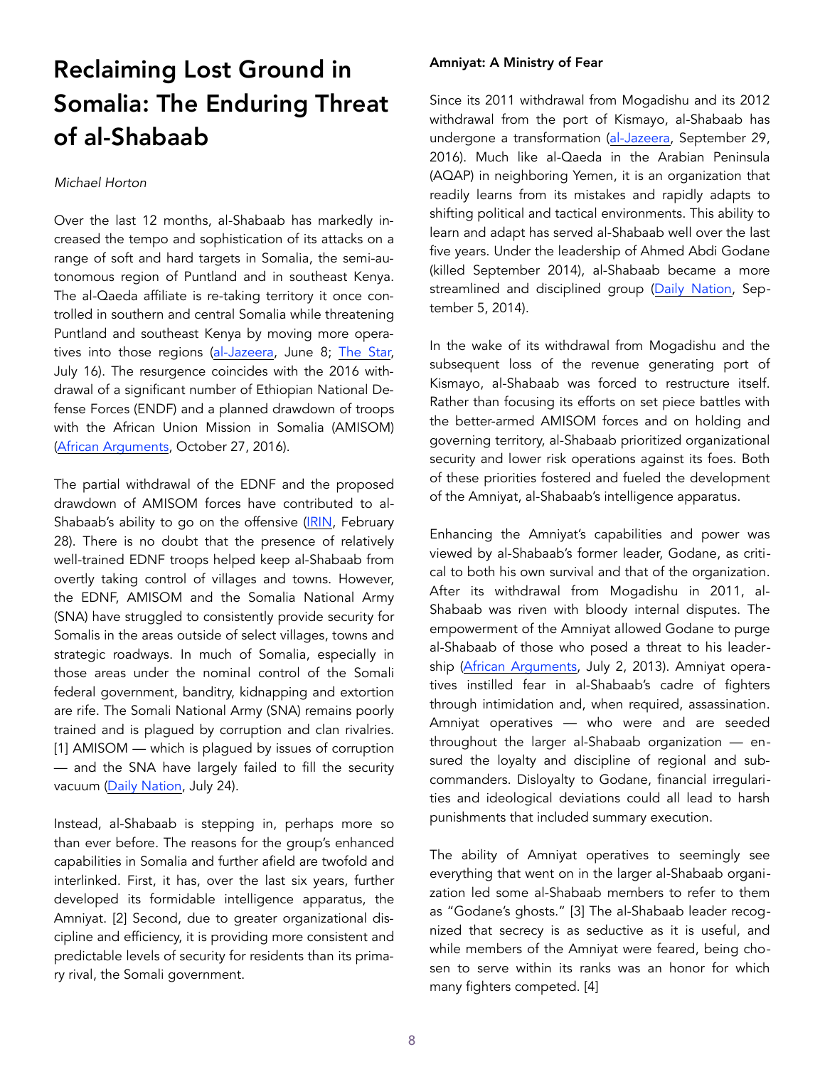# Reclaiming Lost Ground in Somalia: The Enduring Threat of al-Shabaab

*Michael Horton*

Over the last 12 months, al-Shabaab has markedly increased the tempo and sophistication of its attacks on a range of soft and hard targets in Somalia, the semi-autonomous region of Puntland and in southeast Kenya. The al-Qaeda affiliate is re-taking territory it once controlled in southern and central Somalia while threatening Puntland and southeast Kenya by moving more operatives into those regions (al-Jazeera, June 8; The Star, July 16). The resurgence coincides with the 2016 withdrawal of a significant number of Ethiopian National Defense Forces (ENDF) and a planned drawdown of troops with the African Union Mission in Somalia (AMISOM) (African Arguments, October 27, 2016).

The partial withdrawal of the EDNF and the proposed drawdown of AMISOM forces have contributed to al-Shabaab's ability to go on the offensive (IRIN, February 28). There is no doubt that the presence of relatively well-trained EDNF troops helped keep al-Shabaab from overtly taking control of villages and towns. However, the EDNF, AMISOM and the Somalia National Army (SNA) have struggled to consistently provide security for Somalis in the areas outside of select villages, towns and strategic roadways. In much of Somalia, especially in those areas under the nominal control of the Somali federal government, banditry, kidnapping and extortion are rife. The Somali National Army (SNA) remains poorly trained and is plagued by corruption and clan rivalries. [1] AMISOM — which is plagued by issues of corruption — and the SNA have largely failed to fill the security vacuum (Daily Nation, July 24).

Instead, al-Shabaab is stepping in, perhaps more so than ever before. The reasons for the group's enhanced capabilities in Somalia and further afield are twofold and interlinked. First, it has, over the last six years, further developed its formidable intelligence apparatus, the Amniyat. [2] Second, due to greater organizational discipline and efficiency, it is providing more consistent and predictable levels of security for residents than its primary rival, the Somali government.

**Amniyat: A Ministry of Fear**

Since its 2011 withdrawal from Mogadishu and its 2012 withdrawal from the port of Kismayo, al-Shabaab has undergone a transformation (al-Jazeera, September 29, 2016). Much like al-Qaeda in the Arabian Peninsula (AQAP) in neighboring Yemen, it is an organization that readily learns from its mistakes and rapidly adapts to shifting political and tactical environments. This ability to learn and adapt has served al-Shabaab well over the last five years. Under the leadership of Ahmed Abdi Godane (killed September 2014), al-Shabaab became a more streamlined and disciplined group (Daily Nation, September 5, 2014).

In the wake of its withdrawal from Mogadishu and the subsequent loss of the revenue generating port of Kismayo, al-Shabaab was forced to restructure itself. Rather than focusing its efforts on set piece battles with the better-armed AMISOM forces and on holding and governing territory, al-Shabaab prioritized organizational security and lower risk operations against its foes. Both of these priorities fostered and fueled the development of the Amniyat, al-Shabaab's intelligence apparatus.

Enhancing the Amniyat's capabilities and power was viewed by al-Shabaab's former leader, Godane, as critical to both his own survival and that of the organization. After its withdrawal from Mogadishu in 2011, al-Shabaab was riven with bloody internal disputes. The empowerment of the Amniyat allowed Godane to purge al-Shabaab of those who posed a threat to his leadership (African Arguments, July 2, 2013). Amniyat operatives instilled fear in al-Shabaab's cadre of fighters through intimidation and, when required, assassination. Amniyat operatives — who were and are seeded throughout the larger al-Shabaab organization — ensured the loyalty and discipline of regional and sub-commanders. Disloyalty to Godane, financial irregularities and ideological deviations could all lead to harsh punishments that included summary execution.

The ability of Amniyat operatives to seemingly see everything that went on in the larger al-Shabaab organization led some al-Shabaab members to refer to them as "Godane's ghosts." [3] The al-Shabaab leader recognized that secrecy is as seductive as it is useful, and while members of the Amniyat were feared, being chosen to serve within its ranks was an honor for which many fighters competed. [4]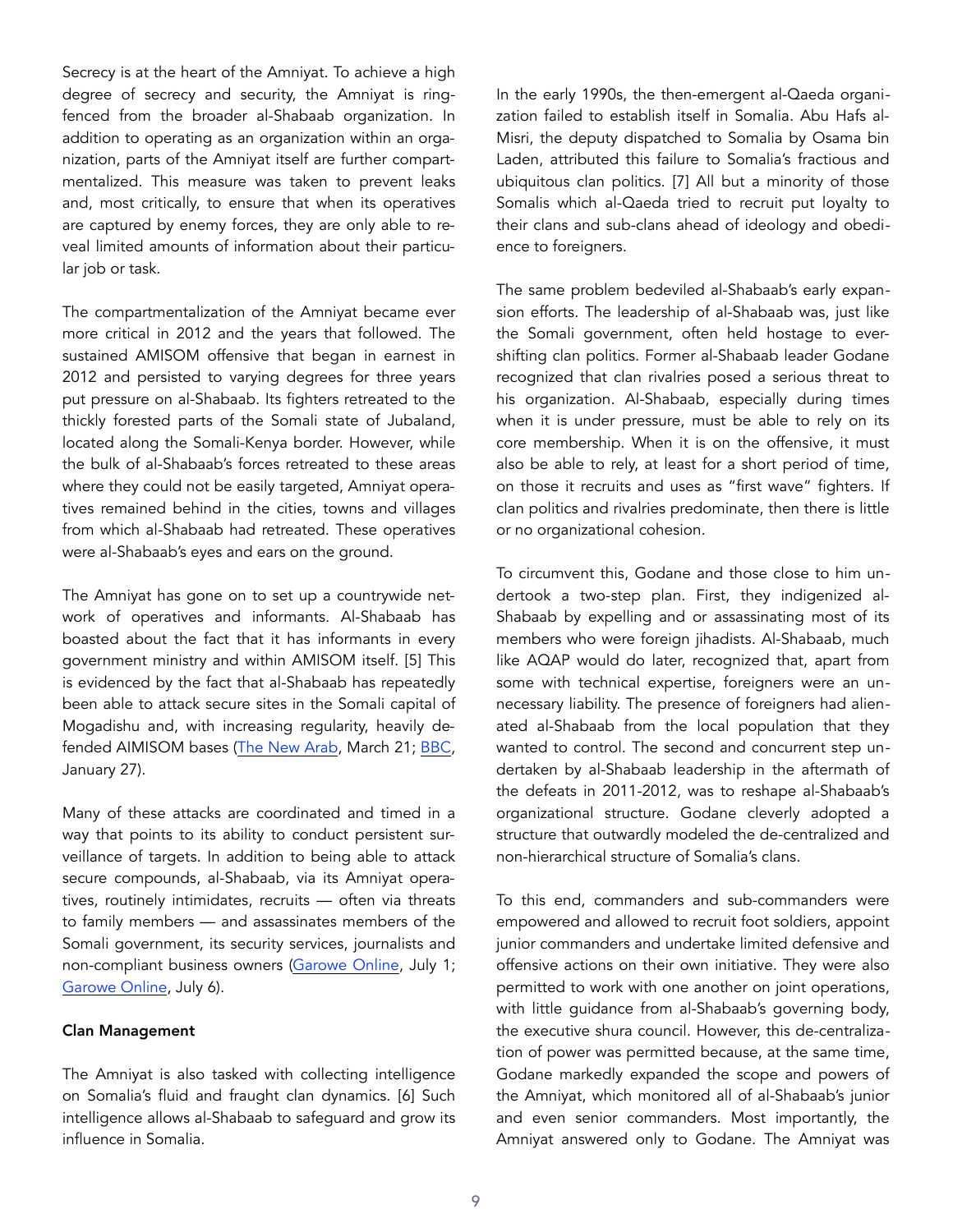Secrecy is at the heart of the Amniyat. To achieve a high degree of secrecy and security, the Amniyat is ring-fenced from the broader al-Shabaab organization. In addition to operating as an organization within an organization, parts of the Amniyat itself are further compartmentalized. This measure was taken to prevent leaks and, most critically, to ensure that when its operatives are captured by enemy forces, they are only able to reveal limited amounts of information about their particular job or task.

The compartmentalization of the Amniyat became ever more critical in 2012 and the years that followed. The sustained AMISOM offensive that began in earnest in 2012 and persisted to varying degrees for three years put pressure on al-Shabaab. Its fighters retreated to the thickly forested parts of the Somali state of Jubaland, located along the Somali-Kenya border. However, while the bulk of al-Shabaab's forces retreated to these areas where they could not be easily targeted, Amniyat operatives remained behind in the cities, towns and villages from which al-Shabaab had retreated. These operatives were al-Shabaab's eyes and ears on the ground.

The Amniyat has gone on to set up a countrywide network of operatives and informants. Al-Shabaab has boasted about the fact that it has informants in every government ministry and within AMISOM itself. [5] This is evidenced by the fact that al-Shabaab has repeatedly been able to attack secure sites in the Somali capital of Mogadishu and, with increasing regularity, heavily defended AIMISOM bases (The New Arab, March 21; BBC, January 27).

Many of these attacks are coordinated and timed in a way that points to its ability to conduct persistent surveillance of targets. In addition to being able to attack secure compounds, al-Shabaab, via its Amniyat operatives, routinely intimidates, recruits — often via threats to family members — and assassinates members of the Somali government, its security services, journalists and non-compliant business owners (Garowe Online, July 1; Garowe Online, July 6).

**Clan Management**

The Amniyat is also tasked with collecting intelligence on Somalia's fluid and fraught clan dynamics. [6] Such intelligence allows al-Shabaab to safeguard and grow its influence in Somalia.

In the early 1990s, the then-emergent al-Qaeda organization failed to establish itself in Somalia. Abu Hafs al-Misri, the deputy dispatched to Somalia by Osama bin Laden, attributed this failure to Somalia's fractious and ubiquitous clan politics. [7] All but a minority of those Somalis which al-Qaeda tried to recruit put loyalty to their clans and sub-clans ahead of ideology and obedience to foreigners.

The same problem bedeviled al-Shabaab's early expansion efforts. The leadership of al-Shabaab was, just like the Somali government, often held hostage to ever-shifting clan politics. Former al-Shabaab leader Godane recognized that clan rivalries posed a serious threat to his organization. Al-Shabaab, especially during times when it is under pressure, must be able to rely on its core membership. When it is on the offensive, it must also be able to rely, at least for a short period of time, on those it recruits and uses as "first wave" fighters. If clan politics and rivalries predominate, then there is little or no organizational cohesion.

To circumvent this, Godane and those close to him undertook a two-step plan. First, they indigenized al-Shabaab by expelling and or assassinating most of its members who were foreign jihadists. Al-Shabaab, much like AQAP would do later, recognized that, apart from some with technical expertise, foreigners were an unnecessary liability. The presence of foreigners had alienated al-Shabaab from the local population that they wanted to control. The second and concurrent step undertaken by al-Shabaab leadership in the aftermath of the defeats in 2011-2012, was to reshape al-Shabaab's organizational structure. Godane cleverly adopted a structure that outwardly modeled the de-centralized and non-hierarchical structure of Somalia's clans.

To this end, commanders and sub-commanders were empowered and allowed to recruit foot soldiers, appoint junior commanders and undertake limited defensive and offensive actions on their own initiative. They were also permitted to work with one another on joint operations, with little guidance from al-Shabaab's governing body, the executive shura council. However, this de-centralization of power was permitted because, at the same time, Godane markedly expanded the scope and powers of the Amniyat, which monitored all of al-Shabaab's junior and even senior commanders. Most importantly, the Amniyat answered only to Godane. The Amniyat was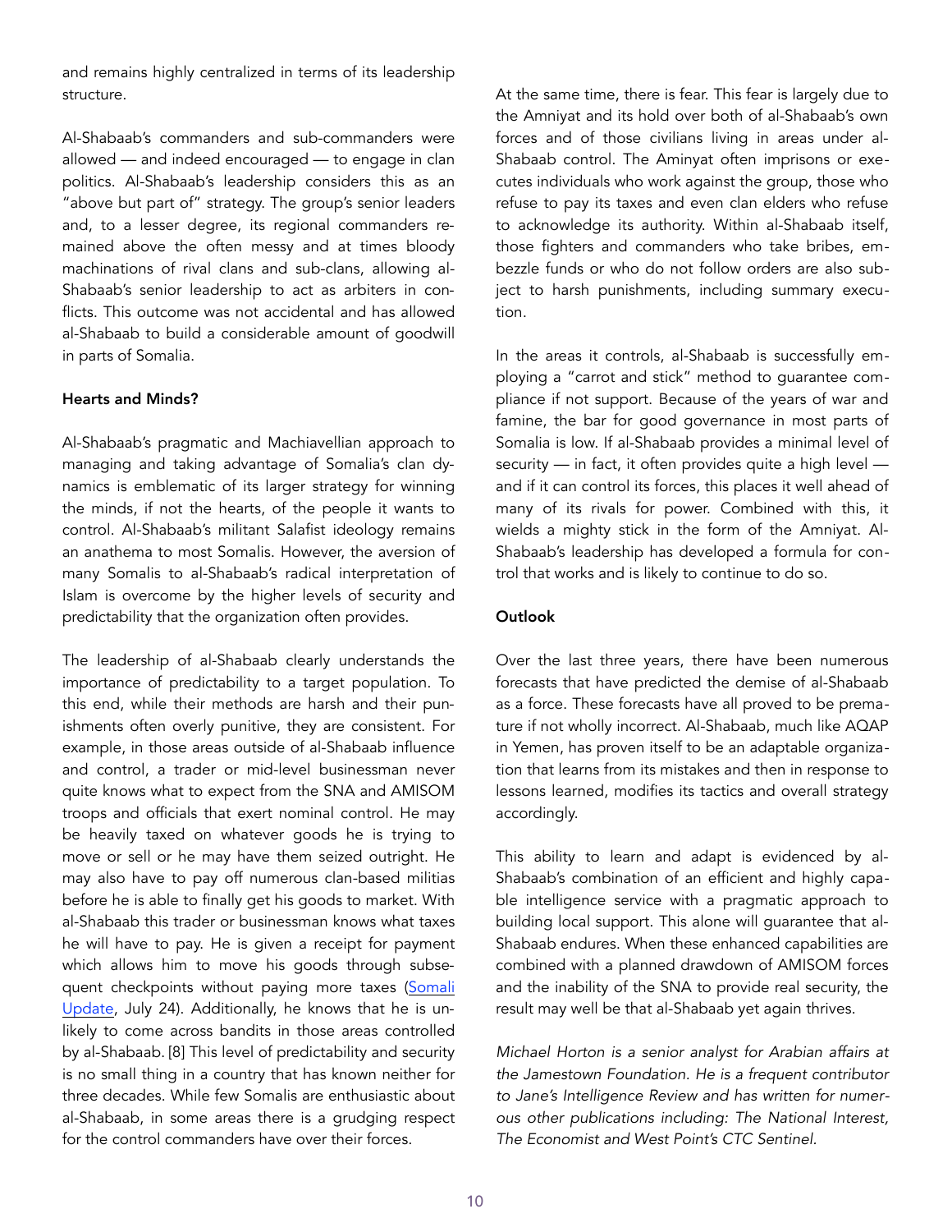and remains highly centralized in terms of its leadership structure.

Al-Shabaab's commanders and sub-commanders were allowed — and indeed encouraged — to engage in clan politics. Al-Shabaab's leadership considers this as an "above but part of" strategy. The group's senior leaders and, to a lesser degree, its regional commanders remained above the often messy and at times bloody machinations of rival clans and sub-clans, allowing al-Shabaab's senior leadership to act as arbiters in conflicts. This outcome was not accidental and has allowed al-Shabaab to build a considerable amount of goodwill in parts of Somalia.

**Hearts and Minds?**

Al-Shabaab's pragmatic and Machiavellian approach to managing and taking advantage of Somalia's clan dynamics is emblematic of its larger strategy for winning the minds, if not the hearts, of the people it wants to control. Al-Shabaab's militant Salafist ideology remains an anathema to most Somalis. However, the aversion of many Somalis to al-Shabaab's radical interpretation of Islam is overcome by the higher levels of security and predictability that the organization often provides.

The leadership of al-Shabaab clearly understands the importance of predictability to a target population. To this end, while their methods are harsh and their punishments often overly punitive, they are consistent. For example, in those areas outside of al-Shabaab influence and control, a trader or mid-level businessman never quite knows what to expect from the SNA and AMISOM troops and officials that exert nominal control. He may be heavily taxed on whatever goods he is trying to move or sell or he may have them seized outright. He may also have to pay off numerous clan-based militias before he is able to finally get his goods to market. With al-Shabaab this trader or businessman knows what taxes he will have to pay. He is given a receipt for payment which allows him to move his goods through subsequent checkpoints without paying more taxes (Somali Update, July 24). Additionally, he knows that he is unlikely to come across bandits in those areas controlled by al-Shabaab. [8] This level of predictability and security is no small thing in a country that has known neither for three decades. While few Somalis are enthusiastic about al-Shabaab, in some areas there is a grudging respect for the control commanders have over their forces.

At the same time, there is fear. This fear is largely due to the Amniyat and its hold over both of al-Shabaab's own forces and of those civilians living in areas under al-Shabaab control. The Aminyat often imprisons or executes individuals who work against the group, those who refuse to pay its taxes and even clan elders who refuse to acknowledge its authority. Within al-Shabaab itself, those fighters and commanders who take bribes, embezzle funds or who do not follow orders are also subject to harsh punishments, including summary execution.

In the areas it controls, al-Shabaab is successfully employing a "carrot and stick" method to guarantee compliance if not support. Because of the years of war and famine, the bar for good governance in most parts of Somalia is low. If al-Shabaab provides a minimal level of security — in fact, it often provides quite a high level — and if it can control its forces, this places it well ahead of many of its rivals for power. Combined with this, it wields a mighty stick in the form of the Amniyat. Al-Shabaab's leadership has developed a formula for control that works and is likely to continue to do so.

**Outlook**

Over the last three years, there have been numerous forecasts that have predicted the demise of al-Shabaab as a force. These forecasts have all proved to be premature if not wholly incorrect. Al-Shabaab, much like AQAP in Yemen, has proven itself to be an adaptable organization that learns from its mistakes and then in response to lessons learned, modifies its tactics and overall strategy accordingly.

This ability to learn and adapt is evidenced by al-Shabaab's combination of an efficient and highly capable intelligence service with a pragmatic approach to building local support. This alone will guarantee that al-Shabaab endures. When these enhanced capabilities are combined with a planned drawdown of AMISOM forces and the inability of the SNA to provide real security, the result may well be that al-Shabaab yet again thrives.

*Michael Horton is a senior analyst for Arabian affairs at the Jamestown Foundation. He is a frequent contributor to Jane's Intelligence Review and has written for numerous other publications including: The National Interest, The Economist and West Point's CTC Sentinel.*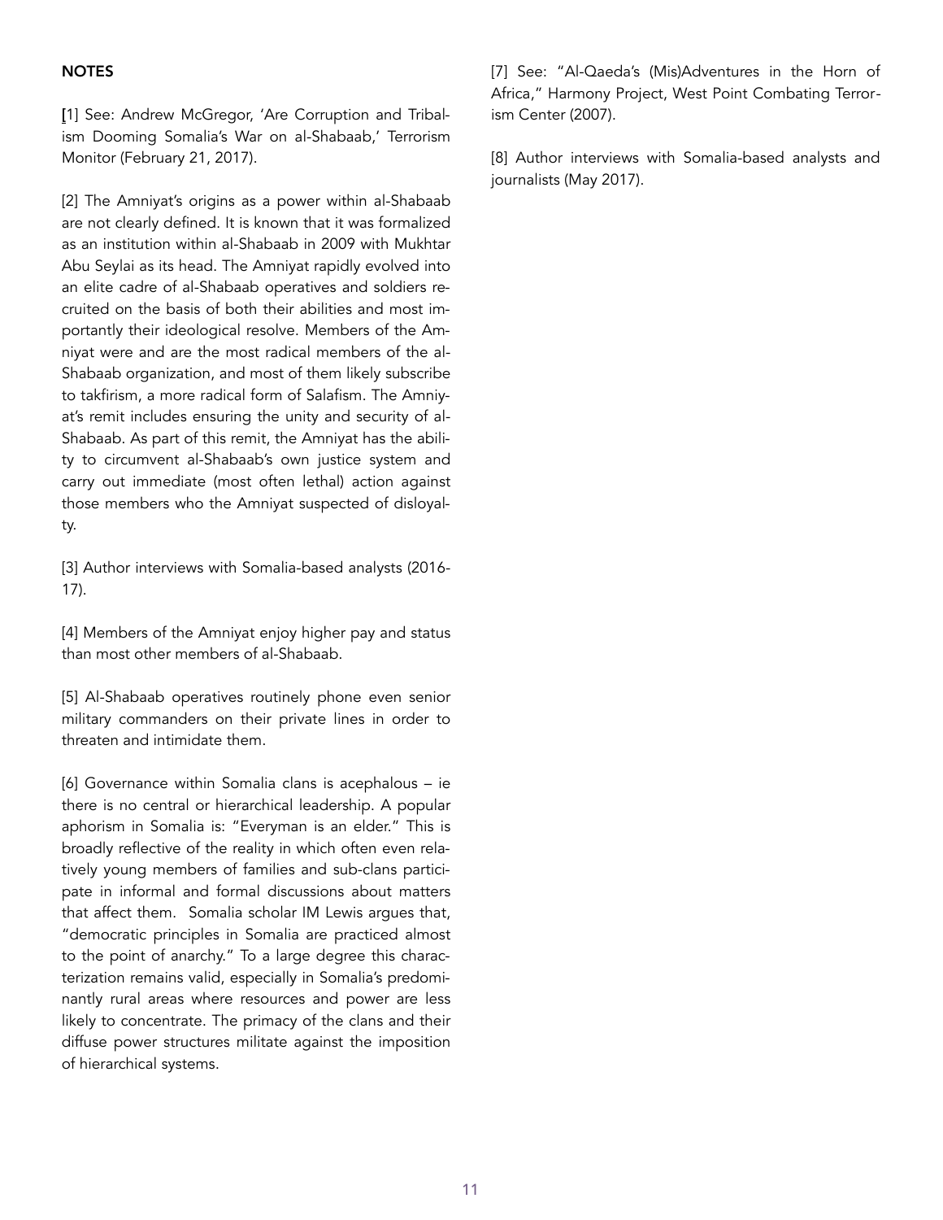**NOTES**

[1] See: Andrew McGregor, 'Are Corruption and Tribalism Dooming Somalia's War on al-Shabaab,' Terrorism Monitor (February 21, 2017).

[2] The Amniyat's origins as a power within al-Shabaab are not clearly defined. It is known that it was formalized as an institution within al-Shabaab in 2009 with Mukhtar Abu Seylai as its head. The Amniyat rapidly evolved into an elite cadre of al-Shabaab operatives and soldiers recruited on the basis of both their abilities and most importantly their ideological resolve. Members of the Amniyat were and are the most radical members of the al-Shabaab organization, and most of them likely subscribe to takfirism, a more radical form of Salafism. The Amniyat's remit includes ensuring the unity and security of al-Shabaab. As part of this remit, the Amniyat has the ability to circumvent al-Shabaab's own justice system and carry out immediate (most often lethal) action against those members who the Amniyat suspected of disloyalty.

[3] Author interviews with Somalia-based analysts (2016-17).

[4] Members of the Amniyat enjoy higher pay and status than most other members of al-Shabaab.

[5] Al-Shabaab operatives routinely phone even senior military commanders on their private lines in order to threaten and intimidate them.

[6] Governance within Somalia clans is acephalous – ie there is no central or hierarchical leadership. A popular aphorism in Somalia is: "Everyman is an elder." This is broadly reflective of the reality in which often even relatively young members of families and sub-clans participate in informal and formal discussions about matters that affect them. Somalia scholar IM Lewis argues that, "democratic principles in Somalia are practiced almost to the point of anarchy." To a large degree this characterization remains valid, especially in Somalia's predominantly rural areas where resources and power are less likely to concentrate. The primacy of the clans and their diffuse power structures militate against the imposition of hierarchical systems.

[7] See: "Al-Qaeda's (Mis)Adventures in the Horn of Africa," Harmony Project, West Point Combating Terrorism Center (2007).

[8] Author interviews with Somalia-based analysts and journalists (May 2017).